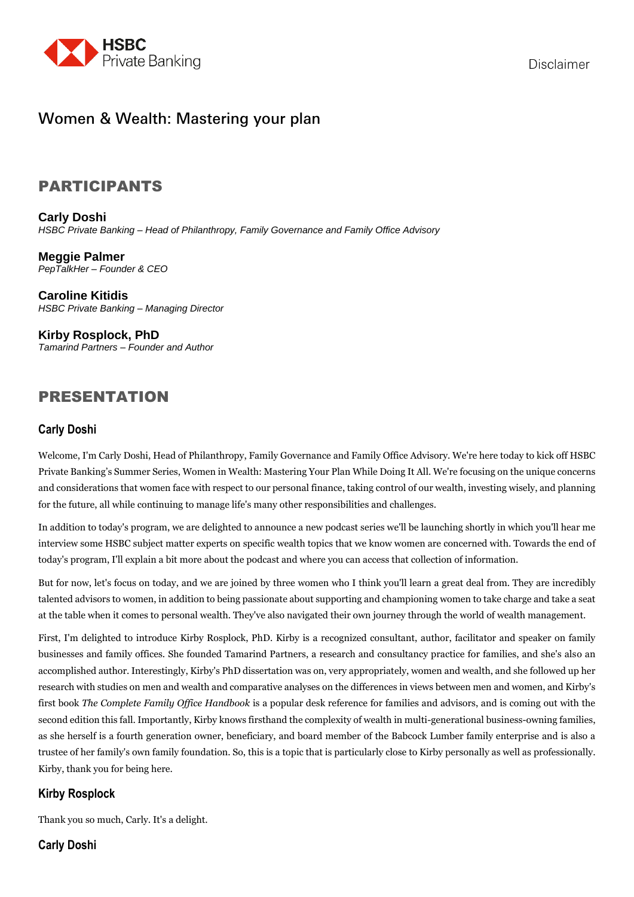Disclaimer

# Women & Wealth: Mastering your plan

## PARTICIPANTS

**Carly Doshi**
*HSBC Private Banking – Head of Philanthropy, Family Governance and Family Office Advisory*

**Meggie Palmer**
*PepTalkHer – Founder & CEO*

**Caroline Kitidis**
*HSBC Private Banking – Managing Director*

**Kirby Rosplock, PhD**
*Tamarind Partners – Founder and Author*

## PRESENTATION

### Carly Doshi

Welcome, I'm Carly Doshi, Head of Philanthropy, Family Governance and Family Office Advisory. We're here today to kick off HSBC Private Banking's Summer Series, Women in Wealth: Mastering Your Plan While Doing It All. We're focusing on the unique concerns and considerations that women face with respect to our personal finance, taking control of our wealth, investing wisely, and planning for the future, all while continuing to manage life's many other responsibilities and challenges.

In addition to today's program, we are delighted to announce a new podcast series we'll be launching shortly in which you'll hear me interview some HSBC subject matter experts on specific wealth topics that we know women are concerned with. Towards the end of today's program, I'll explain a bit more about the podcast and where you can access that collection of information.

But for now, let's focus on today, and we are joined by three women who I think you'll learn a great deal from. They are incredibly talented advisors to women, in addition to being passionate about supporting and championing women to take charge and take a seat at the table when it comes to personal wealth. They've also navigated their own journey through the world of wealth management.

First, I'm delighted to introduce Kirby Rosplock, PhD. Kirby is a recognized consultant, author, facilitator and speaker on family businesses and family offices. She founded Tamarind Partners, a research and consultancy practice for families, and she's also an accomplished author. Interestingly, Kirby's PhD dissertation was on, very appropriately, women and wealth, and she followed up her research with studies on men and wealth and comparative analyses on the differences in views between men and women, and Kirby's first book *The Complete Family Office Handbook* is a popular desk reference for families and advisors, and is coming out with the second edition this fall. Importantly, Kirby knows firsthand the complexity of wealth in multi-generational business-owning families, as she herself is a fourth generation owner, beneficiary, and board member of the Babcock Lumber family enterprise and is also a trustee of her family's own family foundation. So, this is a topic that is particularly close to Kirby personally as well as professionally. Kirby, thank you for being here.

### Kirby Rosplock

Thank you so much, Carly. It's a delight.

### Carly Doshi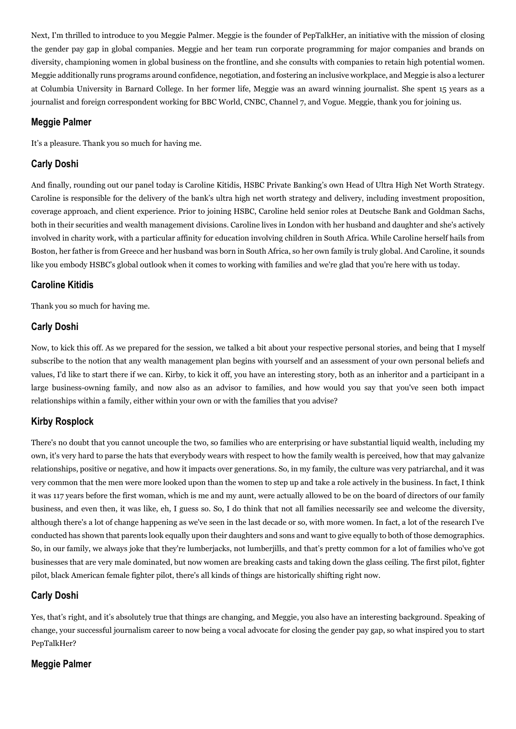Next, I'm thrilled to introduce to you Meggie Palmer. Meggie is the founder of PepTalkHer, an initiative with the mission of closing the gender pay gap in global companies. Meggie and her team run corporate programming for major companies and brands on diversity, championing women in global business on the frontline, and she consults with companies to retain high potential women. Meggie additionally runs programs around confidence, negotiation, and fostering an inclusive workplace, and Meggie is also a lecturer at Columbia University in Barnard College. In her former life, Meggie was an award winning journalist. She spent 15 years as a journalist and foreign correspondent working for BBC World, CNBC, Channel 7, and Vogue. Meggie, thank you for joining us.

### Meggie Palmer

It's a pleasure. Thank you so much for having me.

### Carly Doshi

And finally, rounding out our panel today is Caroline Kitidis, HSBC Private Banking's own Head of Ultra High Net Worth Strategy. Caroline is responsible for the delivery of the bank's ultra high net worth strategy and delivery, including investment proposition, coverage approach, and client experience. Prior to joining HSBC, Caroline held senior roles at Deutsche Bank and Goldman Sachs, both in their securities and wealth management divisions. Caroline lives in London with her husband and daughter and she's actively involved in charity work, with a particular affinity for education involving children in South Africa. While Caroline herself hails from Boston, her father is from Greece and her husband was born in South Africa, so her own family is truly global. And Caroline, it sounds like you embody HSBC's global outlook when it comes to working with families and we're glad that you're here with us today.

### Caroline Kitidis

Thank you so much for having me.

### Carly Doshi

Now, to kick this off. As we prepared for the session, we talked a bit about your respective personal stories, and being that I myself subscribe to the notion that any wealth management plan begins with yourself and an assessment of your own personal beliefs and values, I'd like to start there if we can. Kirby, to kick it off, you have an interesting story, both as an inheritor and a participant in a large business-owning family, and now also as an advisor to families, and how would you say that you've seen both impact relationships within a family, either within your own or with the families that you advise?

### Kirby Rosplock

There's no doubt that you cannot uncouple the two, so families who are enterprising or have substantial liquid wealth, including my own, it's very hard to parse the hats that everybody wears with respect to how the family wealth is perceived, how that may galvanize relationships, positive or negative, and how it impacts over generations. So, in my family, the culture was very patriarchal, and it was very common that the men were more looked upon than the women to step up and take a role actively in the business. In fact, I think it was 117 years before the first woman, which is me and my aunt, were actually allowed to be on the board of directors of our family business, and even then, it was like, eh, I guess so. So, I do think that not all families necessarily see and welcome the diversity, although there's a lot of change happening as we've seen in the last decade or so, with more women. In fact, a lot of the research I've conducted has shown that parents look equally upon their daughters and sons and want to give equally to both of those demographics. So, in our family, we always joke that they're lumberjacks, not lumberjills, and that's pretty common for a lot of families who've got businesses that are very male dominated, but now women are breaking casts and taking down the glass ceiling. The first pilot, fighter pilot, black American female fighter pilot, there's all kinds of things are historically shifting right now.

### Carly Doshi

Yes, that's right, and it's absolutely true that things are changing, and Meggie, you also have an interesting background. Speaking of change, your successful journalism career to now being a vocal advocate for closing the gender pay gap, so what inspired you to start PepTalkHer?

### Meggie Palmer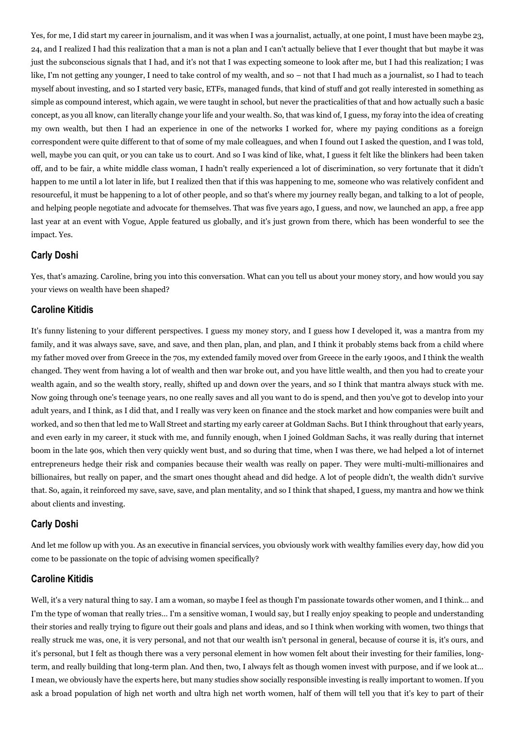Yes, for me, I did start my career in journalism, and it was when I was a journalist, actually, at one point, I must have been maybe 23, 24, and I realized I had this realization that a man is not a plan and I can't actually believe that I ever thought that but maybe it was just the subconscious signals that I had, and it's not that I was expecting someone to look after me, but I had this realization; I was like, I'm not getting any younger, I need to take control of my wealth, and so – not that I had much as a journalist, so I had to teach myself about investing, and so I started very basic, ETFs, managed funds, that kind of stuff and got really interested in something as simple as compound interest, which again, we were taught in school, but never the practicalities of that and how actually such a basic concept, as you all know, can literally change your life and your wealth. So, that was kind of, I guess, my foray into the idea of creating my own wealth, but then I had an experience in one of the networks I worked for, where my paying conditions as a foreign correspondent were quite different to that of some of my male colleagues, and when I found out I asked the question, and I was told, well, maybe you can quit, or you can take us to court. And so I was kind of like, what, I guess it felt like the blinkers had been taken off, and to be fair, a white middle class woman, I hadn't really experienced a lot of discrimination, so very fortunate that it didn't happen to me until a lot later in life, but I realized then that if this was happening to me, someone who was relatively confident and resourceful, it must be happening to a lot of other people, and so that's where my journey really began, and talking to a lot of people, and helping people negotiate and advocate for themselves. That was five years ago, I guess, and now, we launched an app, a free app last year at an event with Vogue, Apple featured us globally, and it's just grown from there, which has been wonderful to see the impact. Yes.

### Carly Doshi

Yes, that's amazing. Caroline, bring you into this conversation. What can you tell us about your money story, and how would you say your views on wealth have been shaped?

### Caroline Kitidis

It's funny listening to your different perspectives. I guess my money story, and I guess how I developed it, was a mantra from my family, and it was always save, save, and save, and then plan, plan, and plan, and I think it probably stems back from a child where my father moved over from Greece in the 70s, my extended family moved over from Greece in the early 1900s, and I think the wealth changed. They went from having a lot of wealth and then war broke out, and you have little wealth, and then you had to create your wealth again, and so the wealth story, really, shifted up and down over the years, and so I think that mantra always stuck with me. Now going through one's teenage years, no one really saves and all you want to do is spend, and then you've got to develop into your adult years, and I think, as I did that, and I really was very keen on finance and the stock market and how companies were built and worked, and so then that led me to Wall Street and starting my early career at Goldman Sachs. But I think throughout that early years, and even early in my career, it stuck with me, and funnily enough, when I joined Goldman Sachs, it was really during that internet boom in the late 90s, which then very quickly went bust, and so during that time, when I was there, we had helped a lot of internet entrepreneurs hedge their risk and companies because their wealth was really on paper. They were multi-multi-millionaires and billionaires, but really on paper, and the smart ones thought ahead and did hedge. A lot of people didn't, the wealth didn't survive that. So, again, it reinforced my save, save, save, and plan mentality, and so I think that shaped, I guess, my mantra and how we think about clients and investing.

### Carly Doshi

And let me follow up with you. As an executive in financial services, you obviously work with wealthy families every day, how did you come to be passionate on the topic of advising women specifically?

### Caroline Kitidis

Well, it's a very natural thing to say. I am a woman, so maybe I feel as though I'm passionate towards other women, and I think… and I'm the type of woman that really tries… I'm a sensitive woman, I would say, but I really enjoy speaking to people and understanding their stories and really trying to figure out their goals and plans and ideas, and so I think when working with women, two things that really struck me was, one, it is very personal, and not that our wealth isn't personal in general, because of course it is, it's ours, and it's personal, but I felt as though there was a very personal element in how women felt about their investing for their families, long-term, and really building that long-term plan. And then, two, I always felt as though women invest with purpose, and if we look at… I mean, we obviously have the experts here, but many studies show socially responsible investing is really important to women. If you ask a broad population of high net worth and ultra high net worth women, half of them will tell you that it's key to part of their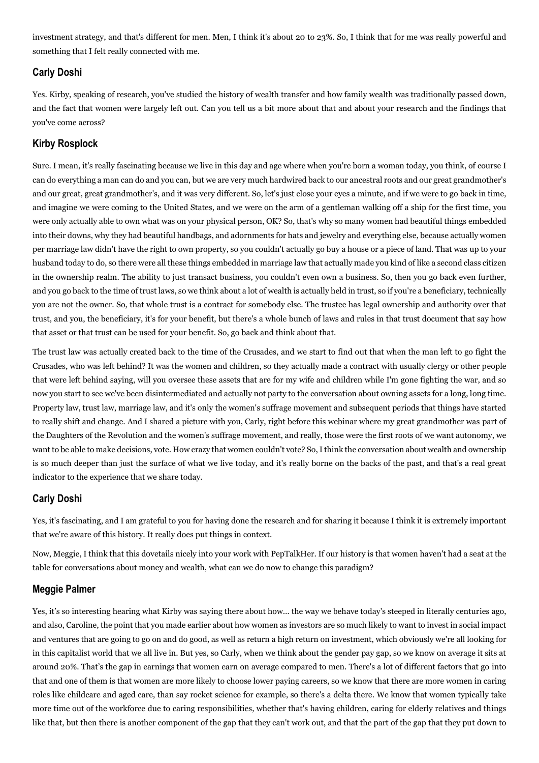investment strategy, and that's different for men. Men, I think it's about 20 to 23%. So, I think that for me was really powerful and something that I felt really connected with me.

### Carly Doshi

Yes. Kirby, speaking of research, you've studied the history of wealth transfer and how family wealth was traditionally passed down, and the fact that women were largely left out. Can you tell us a bit more about that and about your research and the findings that you've come across?

### Kirby Rosplock

Sure. I mean, it's really fascinating because we live in this day and age where when you're born a woman today, you think, of course I can do everything a man can do and you can, but we are very much hardwired back to our ancestral roots and our great grandmother's and our great, great grandmother's, and it was very different. So, let's just close your eyes a minute, and if we were to go back in time, and imagine we were coming to the United States, and we were on the arm of a gentleman walking off a ship for the first time, you were only actually able to own what was on your physical person, OK? So, that's why so many women had beautiful things embedded into their downs, why they had beautiful handbags, and adornments for hats and jewelry and everything else, because actually women per marriage law didn't have the right to own property, so you couldn't actually go buy a house or a piece of land. That was up to your husband today to do, so there were all these things embedded in marriage law that actually made you kind of like a second class citizen in the ownership realm. The ability to just transact business, you couldn't even own a business. So, then you go back even further, and you go back to the time of trust laws, so we think about a lot of wealth is actually held in trust, so if you're a beneficiary, technically you are not the owner. So, that whole trust is a contract for somebody else. The trustee has legal ownership and authority over that trust, and you, the beneficiary, it's for your benefit, but there's a whole bunch of laws and rules in that trust document that say how that asset or that trust can be used for your benefit. So, go back and think about that.

The trust law was actually created back to the time of the Crusades, and we start to find out that when the man left to go fight the Crusades, who was left behind? It was the women and children, so they actually made a contract with usually clergy or other people that were left behind saying, will you oversee these assets that are for my wife and children while I'm gone fighting the war, and so now you start to see we've been disintermediated and actually not party to the conversation about owning assets for a long, long time. Property law, trust law, marriage law, and it's only the women's suffrage movement and subsequent periods that things have started to really shift and change. And I shared a picture with you, Carly, right before this webinar where my great grandmother was part of the Daughters of the Revolution and the women's suffrage movement, and really, those were the first roots of we want autonomy, we want to be able to make decisions, vote. How crazy that women couldn't vote? So, I think the conversation about wealth and ownership is so much deeper than just the surface of what we live today, and it's really borne on the backs of the past, and that's a real great indicator to the experience that we share today.

### Carly Doshi

Yes, it's fascinating, and I am grateful to you for having done the research and for sharing it because I think it is extremely important that we're aware of this history. It really does put things in context.

Now, Meggie, I think that this dovetails nicely into your work with PepTalkHer. If our history is that women haven't had a seat at the table for conversations about money and wealth, what can we do now to change this paradigm?

### Meggie Palmer

Yes, it's so interesting hearing what Kirby was saying there about how... the way we behave today's steeped in literally centuries ago, and also, Caroline, the point that you made earlier about how women as investors are so much likely to want to invest in social impact and ventures that are going to go on and do good, as well as return a high return on investment, which obviously we're all looking for in this capitalist world that we all live in. But yes, so Carly, when we think about the gender pay gap, so we know on average it sits at around 20%. That's the gap in earnings that women earn on average compared to men. There's a lot of different factors that go into that and one of them is that women are more likely to choose lower paying careers, so we know that there are more women in caring roles like childcare and aged care, than say rocket science for example, so there's a delta there. We know that women typically take more time out of the workforce due to caring responsibilities, whether that's having children, caring for elderly relatives and things like that, but then there is another component of the gap that they can't work out, and that the part of the gap that they put down to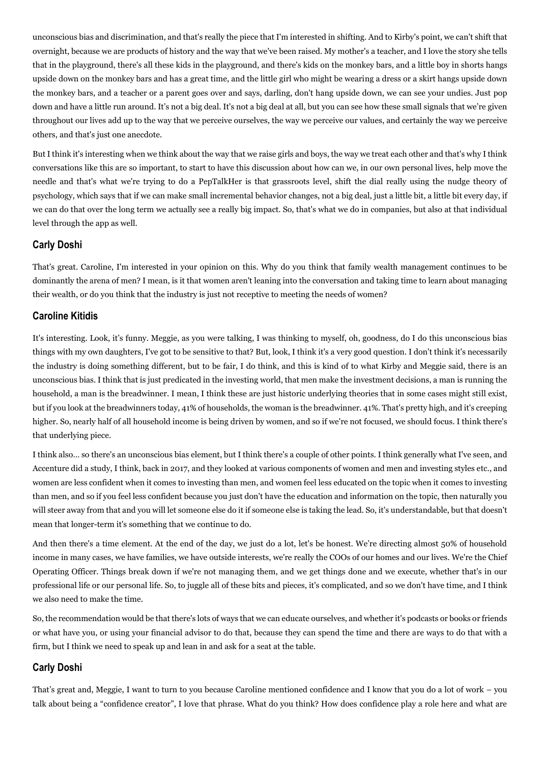unconscious bias and discrimination, and that's really the piece that I'm interested in shifting. And to Kirby's point, we can't shift that overnight, because we are products of history and the way that we've been raised. My mother's a teacher, and I love the story she tells that in the playground, there's all these kids in the playground, and there's kids on the monkey bars, and a little boy in shorts hangs upside down on the monkey bars and has a great time, and the little girl who might be wearing a dress or a skirt hangs upside down the monkey bars, and a teacher or a parent goes over and says, darling, don't hang upside down, we can see your undies. Just pop down and have a little run around. It's not a big deal. It's not a big deal at all, but you can see how these small signals that we're given throughout our lives add up to the way that we perceive ourselves, the way we perceive our values, and certainly the way we perceive others, and that's just one anecdote.

But I think it's interesting when we think about the way that we raise girls and boys, the way we treat each other and that's why I think conversations like this are so important, to start to have this discussion about how can we, in our own personal lives, help move the needle and that's what we're trying to do a PepTalkHer is that grassroots level, shift the dial really using the nudge theory of psychology, which says that if we can make small incremental behavior changes, not a big deal, just a little bit, a little bit every day, if we can do that over the long term we actually see a really big impact. So, that's what we do in companies, but also at that individual level through the app as well.

### Carly Doshi

That's great. Caroline, I'm interested in your opinion on this. Why do you think that family wealth management continues to be dominantly the arena of men? I mean, is it that women aren't leaning into the conversation and taking time to learn about managing their wealth, or do you think that the industry is just not receptive to meeting the needs of women?

### Caroline Kitidis

It's interesting. Look, it's funny. Meggie, as you were talking, I was thinking to myself, oh, goodness, do I do this unconscious bias things with my own daughters, I've got to be sensitive to that? But, look, I think it's a very good question. I don't think it's necessarily the industry is doing something different, but to be fair, I do think, and this is kind of to what Kirby and Meggie said, there is an unconscious bias. I think that is just predicated in the investing world, that men make the investment decisions, a man is running the household, a man is the breadwinner. I mean, I think these are just historic underlying theories that in some cases might still exist, but if you look at the breadwinners today, 41% of households, the woman is the breadwinner. 41%. That's pretty high, and it's creeping higher. So, nearly half of all household income is being driven by women, and so if we're not focused, we should focus. I think there's that underlying piece.

I think also… so there's an unconscious bias element, but I think there's a couple of other points. I think generally what I've seen, and Accenture did a study, I think, back in 2017, and they looked at various components of women and men and investing styles etc., and women are less confident when it comes to investing than men, and women feel less educated on the topic when it comes to investing than men, and so if you feel less confident because you just don't have the education and information on the topic, then naturally you will steer away from that and you will let someone else do it if someone else is taking the lead. So, it's understandable, but that doesn't mean that longer-term it's something that we continue to do.

And then there's a time element. At the end of the day, we just do a lot, let's be honest. We're directing almost 50% of household income in many cases, we have families, we have outside interests, we're really the COOs of our homes and our lives. We're the Chief Operating Officer. Things break down if we're not managing them, and we get things done and we execute, whether that's in our professional life or our personal life. So, to juggle all of these bits and pieces, it's complicated, and so we don't have time, and I think we also need to make the time.

So, the recommendation would be that there's lots of ways that we can educate ourselves, and whether it's podcasts or books or friends or what have you, or using your financial advisor to do that, because they can spend the time and there are ways to do that with a firm, but I think we need to speak up and lean in and ask for a seat at the table.

### Carly Doshi

That's great and, Meggie, I want to turn to you because Caroline mentioned confidence and I know that you do a lot of work – you talk about being a "confidence creator", I love that phrase. What do you think? How does confidence play a role here and what are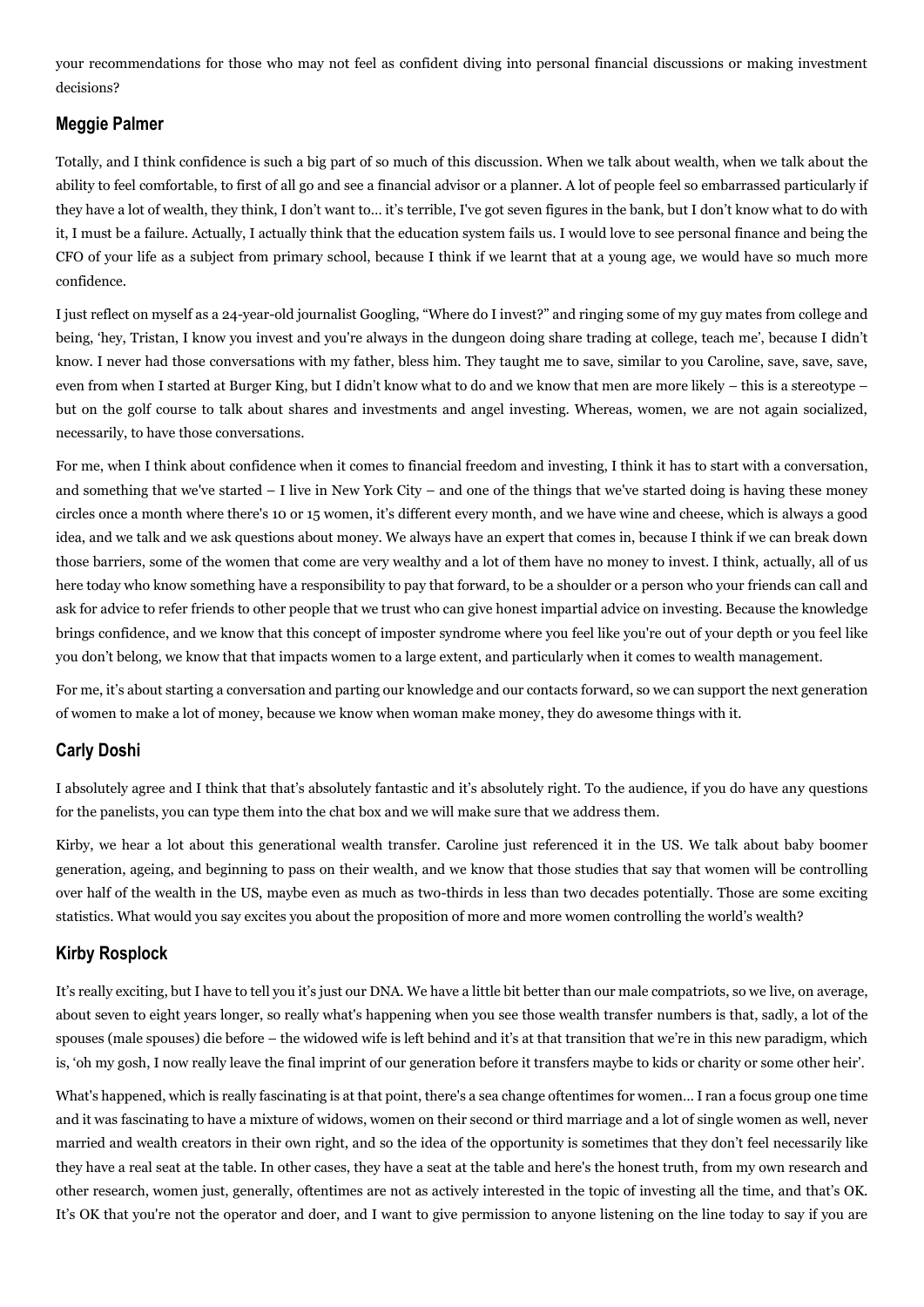your recommendations for those who may not feel as confident diving into personal financial discussions or making investment decisions?

### Meggie Palmer

Totally, and I think confidence is such a big part of so much of this discussion. When we talk about wealth, when we talk about the ability to feel comfortable, to first of all go and see a financial advisor or a planner. A lot of people feel so embarrassed particularly if they have a lot of wealth, they think, I don't want to… it's terrible, I've got seven figures in the bank, but I don't know what to do with it, I must be a failure. Actually, I actually think that the education system fails us. I would love to see personal finance and being the CFO of your life as a subject from primary school, because I think if we learnt that at a young age, we would have so much more confidence.

I just reflect on myself as a 24-year-old journalist Googling, "Where do I invest?" and ringing some of my guy mates from college and being, 'hey, Tristan, I know you invest and you're always in the dungeon doing share trading at college, teach me', because I didn't know. I never had those conversations with my father, bless him. They taught me to save, similar to you Caroline, save, save, save, even from when I started at Burger King, but I didn't know what to do and we know that men are more likely – this is a stereotype – but on the golf course to talk about shares and investments and angel investing. Whereas, women, we are not again socialized, necessarily, to have those conversations.

For me, when I think about confidence when it comes to financial freedom and investing, I think it has to start with a conversation, and something that we've started – I live in New York City – and one of the things that we've started doing is having these money circles once a month where there's 10 or 15 women, it's different every month, and we have wine and cheese, which is always a good idea, and we talk and we ask questions about money. We always have an expert that comes in, because I think if we can break down those barriers, some of the women that come are very wealthy and a lot of them have no money to invest. I think, actually, all of us here today who know something have a responsibility to pay that forward, to be a shoulder or a person who your friends can call and ask for advice to refer friends to other people that we trust who can give honest impartial advice on investing. Because the knowledge brings confidence, and we know that this concept of imposter syndrome where you feel like you're out of your depth or you feel like you don't belong, we know that that impacts women to a large extent, and particularly when it comes to wealth management.

For me, it's about starting a conversation and parting our knowledge and our contacts forward, so we can support the next generation of women to make a lot of money, because we know when woman make money, they do awesome things with it.

### Carly Doshi

I absolutely agree and I think that that's absolutely fantastic and it's absolutely right. To the audience, if you do have any questions for the panelists, you can type them into the chat box and we will make sure that we address them.

Kirby, we hear a lot about this generational wealth transfer. Caroline just referenced it in the US. We talk about baby boomer generation, ageing, and beginning to pass on their wealth, and we know that those studies that say that women will be controlling over half of the wealth in the US, maybe even as much as two-thirds in less than two decades potentially. Those are some exciting statistics. What would you say excites you about the proposition of more and more women controlling the world's wealth?

### Kirby Rosplock

It's really exciting, but I have to tell you it's just our DNA. We have a little bit better than our male compatriots, so we live, on average, about seven to eight years longer, so really what's happening when you see those wealth transfer numbers is that, sadly, a lot of the spouses (male spouses) die before – the widowed wife is left behind and it's at that transition that we're in this new paradigm, which is, 'oh my gosh, I now really leave the final imprint of our generation before it transfers maybe to kids or charity or some other heir'.

What's happened, which is really fascinating is at that point, there's a sea change oftentimes for women… I ran a focus group one time and it was fascinating to have a mixture of widows, women on their second or third marriage and a lot of single women as well, never married and wealth creators in their own right, and so the idea of the opportunity is sometimes that they don't feel necessarily like they have a real seat at the table. In other cases, they have a seat at the table and here's the honest truth, from my own research and other research, women just, generally, oftentimes are not as actively interested in the topic of investing all the time, and that's OK. It's OK that you're not the operator and doer, and I want to give permission to anyone listening on the line today to say if you are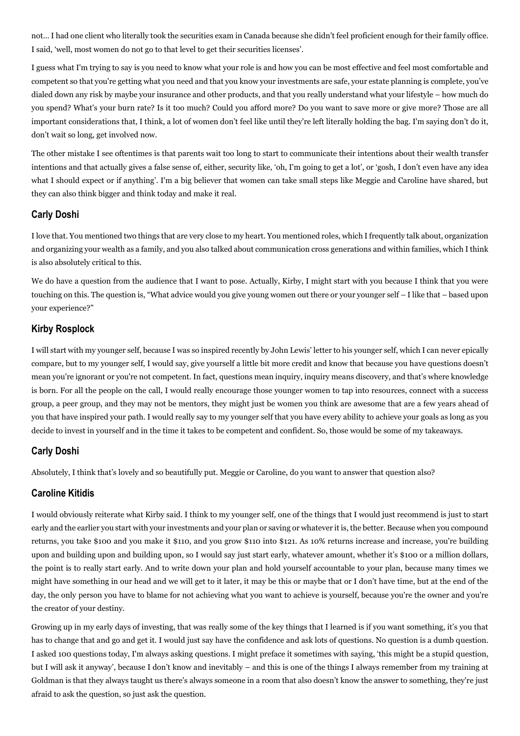not… I had one client who literally took the securities exam in Canada because she didn't feel proficient enough for their family office. I said, 'well, most women do not go to that level to get their securities licenses'.

I guess what I'm trying to say is you need to know what your role is and how you can be most effective and feel most comfortable and competent so that you're getting what you need and that you know your investments are safe, your estate planning is complete, you've dialed down any risk by maybe your insurance and other products, and that you really understand what your lifestyle – how much do you spend? What's your burn rate? Is it too much? Could you afford more? Do you want to save more or give more? Those are all important considerations that, I think, a lot of women don't feel like until they're left literally holding the bag. I'm saying don't do it, don't wait so long, get involved now.

The other mistake I see oftentimes is that parents wait too long to start to communicate their intentions about their wealth transfer intentions and that actually gives a false sense of, either, security like, 'oh, I'm going to get a lot', or 'gosh, I don't even have any idea what I should expect or if anything'. I'm a big believer that women can take small steps like Meggie and Caroline have shared, but they can also think bigger and think today and make it real.

### Carly Doshi

I love that. You mentioned two things that are very close to my heart. You mentioned roles, which I frequently talk about, organization and organizing your wealth as a family, and you also talked about communication cross generations and within families, which I think is also absolutely critical to this.

We do have a question from the audience that I want to pose. Actually, Kirby, I might start with you because I think that you were touching on this. The question is, "What advice would you give young women out there or your younger self – I like that – based upon your experience?"

### Kirby Rosplock

I will start with my younger self, because I was so inspired recently by John Lewis' letter to his younger self, which I can never epically compare, but to my younger self, I would say, give yourself a little bit more credit and know that because you have questions doesn't mean you're ignorant or you're not competent. In fact, questions mean inquiry, inquiry means discovery, and that's where knowledge is born. For all the people on the call, I would really encourage those younger women to tap into resources, connect with a success group, a peer group, and they may not be mentors, they might just be women you think are awesome that are a few years ahead of you that have inspired your path. I would really say to my younger self that you have every ability to achieve your goals as long as you decide to invest in yourself and in the time it takes to be competent and confident. So, those would be some of my takeaways.

### Carly Doshi

Absolutely, I think that's lovely and so beautifully put. Meggie or Caroline, do you want to answer that question also?

### Caroline Kitidis

I would obviously reiterate what Kirby said. I think to my younger self, one of the things that I would just recommend is just to start early and the earlier you start with your investments and your plan or saving or whatever it is, the better. Because when you compound returns, you take $100 and you make it $110, and you grow $110 into $121. As 10% returns increase and increase, you're building upon and building upon and building upon, so I would say just start early, whatever amount, whether it's $100 or a million dollars, the point is to really start early. And to write down your plan and hold yourself accountable to your plan, because many times we might have something in our head and we will get to it later, it may be this or maybe that or I don't have time, but at the end of the day, the only person you have to blame for not achieving what you want to achieve is yourself, because you're the owner and you're the creator of your destiny.

Growing up in my early days of investing, that was really some of the key things that I learned is if you want something, it's you that has to change that and go and get it. I would just say have the confidence and ask lots of questions. No question is a dumb question. I asked 100 questions today, I'm always asking questions. I might preface it sometimes with saying, 'this might be a stupid question, but I will ask it anyway', because I don't know and inevitably – and this is one of the things I always remember from my training at Goldman is that they always taught us there's always someone in a room that also doesn't know the answer to something, they're just afraid to ask the question, so just ask the question.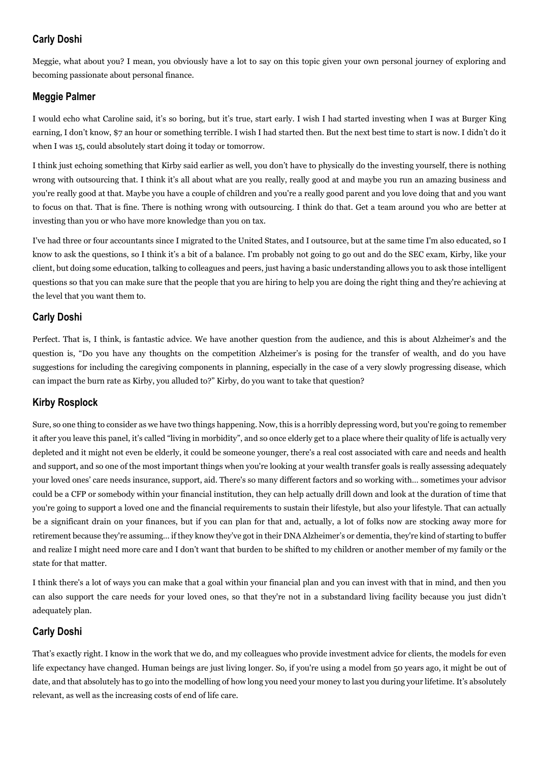### Carly Doshi

Meggie, what about you? I mean, you obviously have a lot to say on this topic given your own personal journey of exploring and becoming passionate about personal finance.

### Meggie Palmer

I would echo what Caroline said, it's so boring, but it's true, start early. I wish I had started investing when I was at Burger King earning, I don't know, $7 an hour or something terrible. I wish I had started then. But the next best time to start is now. I didn't do it when I was 15, could absolutely start doing it today or tomorrow.

I think just echoing something that Kirby said earlier as well, you don't have to physically do the investing yourself, there is nothing wrong with outsourcing that. I think it's all about what are you really, really good at and maybe you run an amazing business and you're really good at that. Maybe you have a couple of children and you're a really good parent and you love doing that and you want to focus on that. That is fine. There is nothing wrong with outsourcing. I think do that. Get a team around you who are better at investing than you or who have more knowledge than you on tax.

I've had three or four accountants since I migrated to the United States, and I outsource, but at the same time I'm also educated, so I know to ask the questions, so I think it's a bit of a balance. I'm probably not going to go out and do the SEC exam, Kirby, like your client, but doing some education, talking to colleagues and peers, just having a basic understanding allows you to ask those intelligent questions so that you can make sure that the people that you are hiring to help you are doing the right thing and they're achieving at the level that you want them to.

### Carly Doshi

Perfect. That is, I think, is fantastic advice. We have another question from the audience, and this is about Alzheimer's and the question is, "Do you have any thoughts on the competition Alzheimer's is posing for the transfer of wealth, and do you have suggestions for including the caregiving components in planning, especially in the case of a very slowly progressing disease, which can impact the burn rate as Kirby, you alluded to?" Kirby, do you want to take that question?

### Kirby Rosplock

Sure, so one thing to consider as we have two things happening. Now, this is a horribly depressing word, but you're going to remember it after you leave this panel, it's called "living in morbidity", and so once elderly get to a place where their quality of life is actually very depleted and it might not even be elderly, it could be someone younger, there's a real cost associated with care and needs and health and support, and so one of the most important things when you're looking at your wealth transfer goals is really assessing adequately your loved ones' care needs insurance, support, aid. There's so many different factors and so working with… sometimes your advisor could be a CFP or somebody within your financial institution, they can help actually drill down and look at the duration of time that you're going to support a loved one and the financial requirements to sustain their lifestyle, but also your lifestyle. That can actually be a significant drain on your finances, but if you can plan for that and, actually, a lot of folks now are stocking away more for retirement because they're assuming… if they know they've got in their DNA Alzheimer's or dementia, they're kind of starting to buffer and realize I might need more care and I don't want that burden to be shifted to my children or another member of my family or the state for that matter.

I think there's a lot of ways you can make that a goal within your financial plan and you can invest with that in mind, and then you can also support the care needs for your loved ones, so that they're not in a substandard living facility because you just didn't adequately plan.

### Carly Doshi

That's exactly right. I know in the work that we do, and my colleagues who provide investment advice for clients, the models for even life expectancy have changed. Human beings are just living longer. So, if you're using a model from 50 years ago, it might be out of date, and that absolutely has to go into the modelling of how long you need your money to last you during your lifetime. It's absolutely relevant, as well as the increasing costs of end of life care.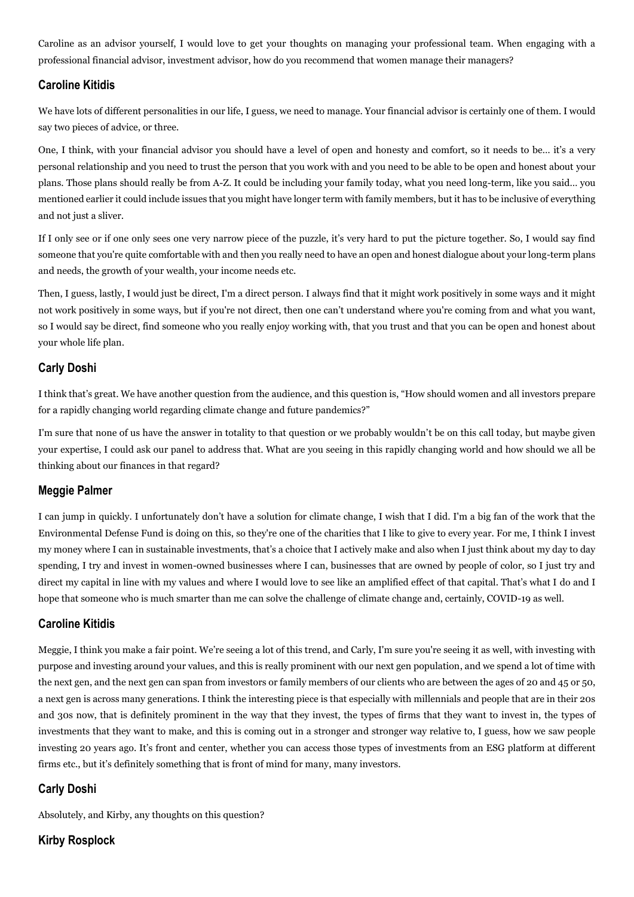Caroline as an advisor yourself, I would love to get your thoughts on managing your professional team. When engaging with a professional financial advisor, investment advisor, how do you recommend that women manage their managers?

### Caroline Kitidis

We have lots of different personalities in our life, I guess, we need to manage. Your financial advisor is certainly one of them. I would say two pieces of advice, or three.

One, I think, with your financial advisor you should have a level of open and honesty and comfort, so it needs to be… it's a very personal relationship and you need to trust the person that you work with and you need to be able to be open and honest about your plans. Those plans should really be from A-Z. It could be including your family today, what you need long-term, like you said… you mentioned earlier it could include issues that you might have longer term with family members, but it has to be inclusive of everything and not just a sliver.

If I only see or if one only sees one very narrow piece of the puzzle, it's very hard to put the picture together. So, I would say find someone that you're quite comfortable with and then you really need to have an open and honest dialogue about your long-term plans and needs, the growth of your wealth, your income needs etc.

Then, I guess, lastly, I would just be direct, I'm a direct person. I always find that it might work positively in some ways and it might not work positively in some ways, but if you're not direct, then one can't understand where you're coming from and what you want, so I would say be direct, find someone who you really enjoy working with, that you trust and that you can be open and honest about your whole life plan.

### Carly Doshi

I think that's great. We have another question from the audience, and this question is, "How should women and all investors prepare for a rapidly changing world regarding climate change and future pandemics?"

I'm sure that none of us have the answer in totality to that question or we probably wouldn't be on this call today, but maybe given your expertise, I could ask our panel to address that. What are you seeing in this rapidly changing world and how should we all be thinking about our finances in that regard?

### Meggie Palmer

I can jump in quickly. I unfortunately don't have a solution for climate change, I wish that I did. I'm a big fan of the work that the Environmental Defense Fund is doing on this, so they're one of the charities that I like to give to every year. For me, I think I invest my money where I can in sustainable investments, that's a choice that I actively make and also when I just think about my day to day spending, I try and invest in women-owned businesses where I can, businesses that are owned by people of color, so I just try and direct my capital in line with my values and where I would love to see like an amplified effect of that capital. That's what I do and I hope that someone who is much smarter than me can solve the challenge of climate change and, certainly, COVID-19 as well.

### Caroline Kitidis

Meggie, I think you make a fair point. We're seeing a lot of this trend, and Carly, I'm sure you're seeing it as well, with investing with purpose and investing around your values, and this is really prominent with our next gen population, and we spend a lot of time with the next gen, and the next gen can span from investors or family members of our clients who are between the ages of 20 and 45 or 50, a next gen is across many generations. I think the interesting piece is that especially with millennials and people that are in their 20s and 30s now, that is definitely prominent in the way that they invest, the types of firms that they want to invest in, the types of investments that they want to make, and this is coming out in a stronger and stronger way relative to, I guess, how we saw people investing 20 years ago. It's front and center, whether you can access those types of investments from an ESG platform at different firms etc., but it's definitely something that is front of mind for many, many investors.

### Carly Doshi

Absolutely, and Kirby, any thoughts on this question?

### Kirby Rosplock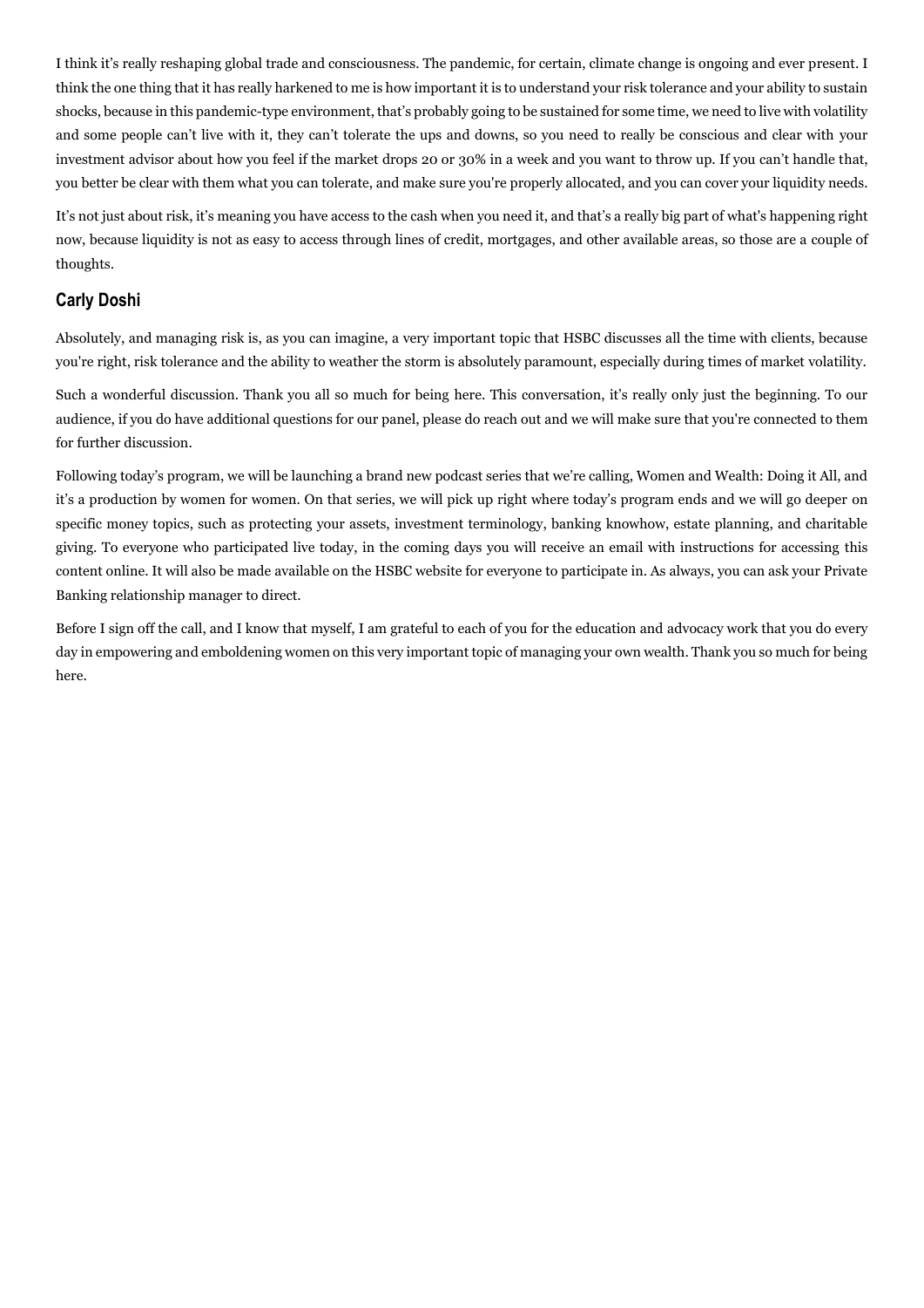I think it's really reshaping global trade and consciousness. The pandemic, for certain, climate change is ongoing and ever present. I think the one thing that it has really harkened to me is how important it is to understand your risk tolerance and your ability to sustain shocks, because in this pandemic-type environment, that's probably going to be sustained for some time, we need to live with volatility and some people can't live with it, they can't tolerate the ups and downs, so you need to really be conscious and clear with your investment advisor about how you feel if the market drops 20 or 30% in a week and you want to throw up. If you can't handle that, you better be clear with them what you can tolerate, and make sure you're properly allocated, and you can cover your liquidity needs.

It's not just about risk, it's meaning you have access to the cash when you need it, and that's a really big part of what's happening right now, because liquidity is not as easy to access through lines of credit, mortgages, and other available areas, so those are a couple of thoughts.

### Carly Doshi

Absolutely, and managing risk is, as you can imagine, a very important topic that HSBC discusses all the time with clients, because you're right, risk tolerance and the ability to weather the storm is absolutely paramount, especially during times of market volatility.

Such a wonderful discussion. Thank you all so much for being here. This conversation, it's really only just the beginning. To our audience, if you do have additional questions for our panel, please do reach out and we will make sure that you're connected to them for further discussion.

Following today's program, we will be launching a brand new podcast series that we're calling, Women and Wealth: Doing it All, and it's a production by women for women. On that series, we will pick up right where today's program ends and we will go deeper on specific money topics, such as protecting your assets, investment terminology, banking knowhow, estate planning, and charitable giving. To everyone who participated live today, in the coming days you will receive an email with instructions for accessing this content online. It will also be made available on the HSBC website for everyone to participate in. As always, you can ask your Private Banking relationship manager to direct.

Before I sign off the call, and I know that myself, I am grateful to each of you for the education and advocacy work that you do every day in empowering and emboldening women on this very important topic of managing your own wealth. Thank you so much for being here.